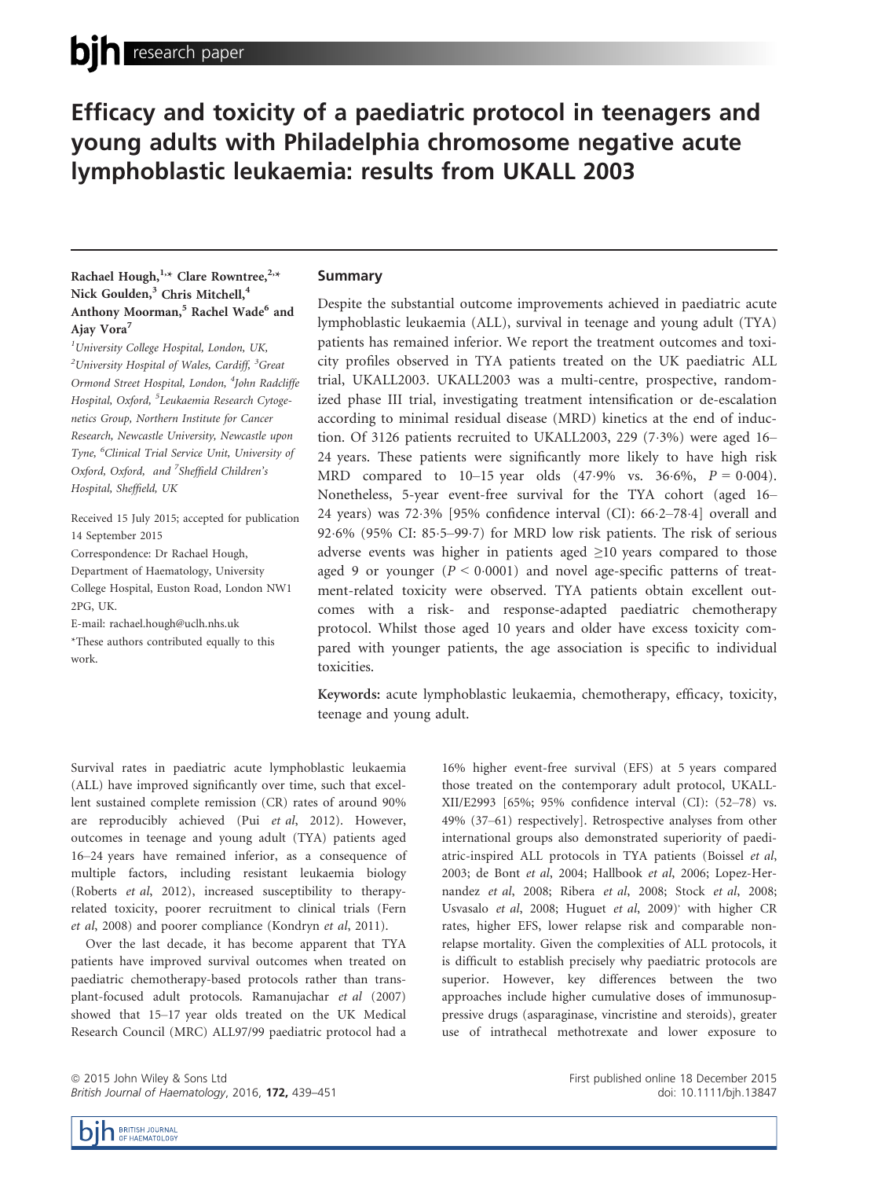research paper

# Efficacy and toxicity of a paediatric protocol in teenagers and young adults with Philadelphia chromosome negative acute lymphoblastic leukaemia: results from UKALL 2003

**Rachael Hough,[1,\*] Clare Rowntree,[2,\*] Nick Goulden,[3] Chris Mitchell,[4] Anthony Moorman,[5] Rachel Wade[6] and Ajay Vora[7]**

[1]University College Hospital, London, UK, [2]University Hospital of Wales, Cardiff, [3]Great Ormond Street Hospital, London, [4]John Radcliffe Hospital, Oxford, [5]Leukaemia Research Cytogenetics Group, Northern Institute for Cancer Research, Newcastle University, Newcastle upon Tyne, [6]Clinical Trial Service Unit, University of Oxford, Oxford, and [7]Sheffield Children's Hospital, Sheffield, UK

Received 15 July 2015; accepted for publication 14 September 2015

Correspondence: Dr Rachael Hough, Department of Haematology, University College Hospital, Euston Road, London NW1 2PG, UK.

E-mail: rachael.hough@uclh.nhs.uk

\*These authors contributed equally to this work.

## Summary

Despite the substantial outcome improvements achieved in paediatric acute lymphoblastic leukaemia (ALL), survival in teenage and young adult (TYA) patients has remained inferior. We report the treatment outcomes and toxicity profiles observed in TYA patients treated on the UK paediatric ALL trial, UKALL2003. UKALL2003 was a multi-centre, prospective, randomized phase III trial, investigating treatment intensification or de-escalation according to minimal residual disease (MRD) kinetics at the end of induction. Of 3126 patients recruited to UKALL2003, 229 (7·3%) were aged 16–24 years. These patients were significantly more likely to have high risk MRD compared to 10–15 year olds (47·9% vs. 36·6%, $P = 0{\cdot}004$). Nonetheless, 5-year event-free survival for the TYA cohort (aged 16–24 years) was 72·3% [95% confidence interval (CI): 66·2–78·4] overall and 92·6% (95% CI: 85·5–99·7) for MRD low risk patients. The risk of serious adverse events was higher in patients aged ≥10 years compared to those aged 9 or younger ($P < 0{\cdot}0001$) and novel age-specific patterns of treatment-related toxicity were observed. TYA patients obtain excellent outcomes with a risk- and response-adapted paediatric chemotherapy protocol. Whilst those aged 10 years and older have excess toxicity compared with younger patients, the age association is specific to individual toxicities.

**Keywords:** acute lymphoblastic leukaemia, chemotherapy, efficacy, toxicity, teenage and young adult.

Survival rates in paediatric acute lymphoblastic leukaemia (ALL) have improved significantly over time, such that excellent sustained complete remission (CR) rates of around 90% are reproducibly achieved (Pui *et al*, 2012). However, outcomes in teenage and young adult (TYA) patients aged 16–24 years have remained inferior, as a consequence of multiple factors, including resistant leukaemia biology (Roberts *et al*, 2012), increased susceptibility to therapy-related toxicity, poorer recruitment to clinical trials (Fern *et al*, 2008) and poorer compliance (Kondryn *et al*, 2011).

Over the last decade, it has become apparent that TYA patients have improved survival outcomes when treated on paediatric chemotherapy-based protocols rather than transplant-focused adult protocols. Ramanujachar *et al* (2007) showed that 15–17 year olds treated on the UK Medical Research Council (MRC) ALL97/99 paediatric protocol had a 16% higher event-free survival (EFS) at 5 years compared those treated on the contemporary adult protocol, UKALL-XII/E2993 [65%; 95% confidence interval (CI): (52–78) vs. 49% (37–61) respectively]. Retrospective analyses from other international groups also demonstrated superiority of paediatric-inspired ALL protocols in TYA patients (Boissel *et al*, 2003; de Bont *et al*, 2004; Hallbook *et al*, 2006; Lopez-Hernandez *et al*, 2008; Ribera *et al*, 2008; Stock *et al*, 2008; Usvasalo *et al*, 2008; Huguet *et al*, 2009)' with higher CR rates, higher EFS, lower relapse risk and comparable non-relapse mortality. Given the complexities of ALL protocols, it is difficult to establish precisely why paediatric protocols are superior. However, key differences between the two approaches include higher cumulative doses of immunosuppressive drugs (asparaginase, vincristine and steroids), greater use of intrathecal methotrexate and lower exposure to

© 2015 John Wiley & Sons Ltd

First published online 18 December 2015
doi: 10.1111/bjh.13847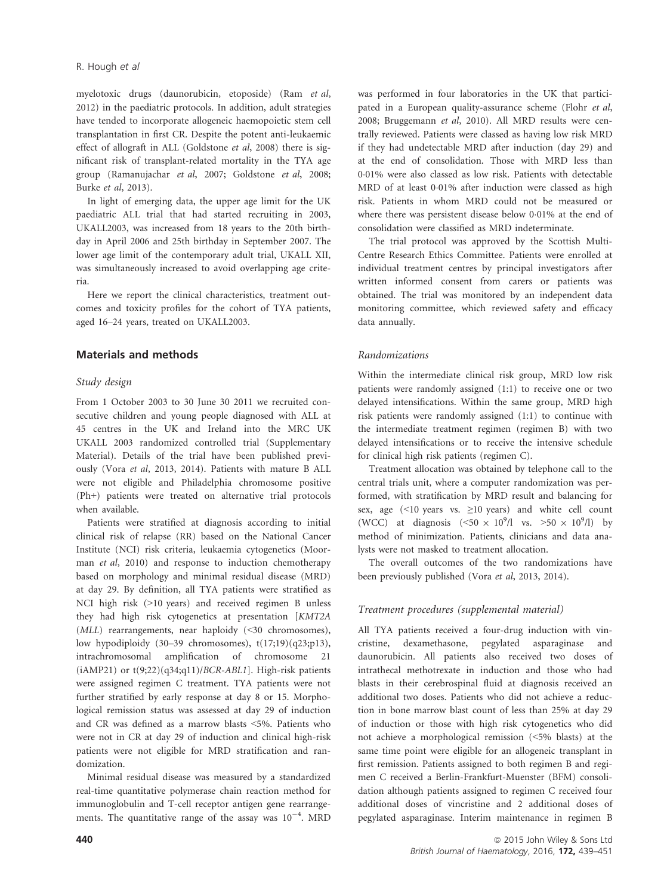myelotoxic drugs (daunorubicin, etoposide) (Ram *et al*, 2012) in the paediatric protocols. In addition, adult strategies have tended to incorporate allogeneic haemopoietic stem cell transplantation in first CR. Despite the potent anti-leukaemic effect of allograft in ALL (Goldstone *et al*, 2008) there is significant risk of transplant-related mortality in the TYA age group (Ramanujachar *et al*, 2007; Goldstone *et al*, 2008; Burke *et al*, 2013).

In light of emerging data, the upper age limit for the UK paediatric ALL trial that had started recruiting in 2003, UKALL2003, was increased from 18 years to the 20th birthday in April 2006 and 25th birthday in September 2007. The lower age limit of the contemporary adult trial, UKALL XII, was simultaneously increased to avoid overlapping age criteria.

Here we report the clinical characteristics, treatment outcomes and toxicity profiles for the cohort of TYA patients, aged 16–24 years, treated on UKALL2003.

## Materials and methods

### Study design

From 1 October 2003 to 30 June 30 2011 we recruited consecutive children and young people diagnosed with ALL at 45 centres in the UK and Ireland into the MRC UK UKALL 2003 randomized controlled trial (Supplementary Material). Details of the trial have been published previously (Vora *et al*, 2013, 2014). Patients with mature B ALL were not eligible and Philadelphia chromosome positive (Ph+) patients were treated on alternative trial protocols when available.

Patients were stratified at diagnosis according to initial clinical risk of relapse (RR) based on the National Cancer Institute (NCI) risk criteria, leukaemia cytogenetics (Moorman *et al*, 2010) and response to induction chemotherapy based on morphology and minimal residual disease (MRD) at day 29. By definition, all TYA patients were stratified as NCI high risk (>10 years) and received regimen B unless they had high risk cytogenetics at presentation [*KMT2A* (*MLL*) rearrangements, near haploidy (<30 chromosomes), low hypodiploidy (30–39 chromosomes), t(17;19)(q23;p13), intrachromosomal amplification of chromosome 21 (iAMP21) or t(9;22)(q34;q11)/*BCR-ABL1*]. High-risk patients were assigned regimen C treatment. TYA patients were not further stratified by early response at day 8 or 15. Morphological remission status was assessed at day 29 of induction and CR was defined as a marrow blasts <5%. Patients who were not in CR at day 29 of induction and clinical high-risk patients were not eligible for MRD stratification and randomization.

Minimal residual disease was measured by a standardized real-time quantitative polymerase chain reaction method for immunoglobulin and T-cell receptor antigen gene rearrangements. The quantitative range of the assay was $10^{-4}$. MRD was performed in four laboratories in the UK that participated in a European quality-assurance scheme (Flohr *et al*, 2008; Bruggemann *et al*, 2010). All MRD results were centrally reviewed. Patients were classed as having low risk MRD if they had undetectable MRD after induction (day 29) and at the end of consolidation. Those with MRD less than 0·01% were also classed as low risk. Patients with detectable MRD of at least 0·01% after induction were classed as high risk. Patients in whom MRD could not be measured or where there was persistent disease below 0·01% at the end of consolidation were classified as MRD indeterminate.

The trial protocol was approved by the Scottish Multi-Centre Research Ethics Committee. Patients were enrolled at individual treatment centres by principal investigators after written informed consent from carers or patients was obtained. The trial was monitored by an independent data monitoring committee, which reviewed safety and efficacy data annually.

### Randomizations

Within the intermediate clinical risk group, MRD low risk patients were randomly assigned (1:1) to receive one or two delayed intensifications. Within the same group, MRD high risk patients were randomly assigned (1:1) to continue with the intermediate treatment regimen (regimen B) with two delayed intensifications or to receive the intensive schedule for clinical high risk patients (regimen C).

Treatment allocation was obtained by telephone call to the central trials unit, where a computer randomization was performed, with stratification by MRD result and balancing for sex, age (<10 years vs. ≥10 years) and white cell count (WCC) at diagnosis ($<50 \times 10^9$/l vs. $>50 \times 10^9$/l) by method of minimization. Patients, clinicians and data analysts were not masked to treatment allocation.

The overall outcomes of the two randomizations have been previously published (Vora *et al*, 2013, 2014).

### Treatment procedures (supplemental material)

All TYA patients received a four-drug induction with vincristine, dexamethasone, pegylated asparaginase and daunorubicin. All patients also received two doses of intrathecal methotrexate in induction and those who had blasts in their cerebrospinal fluid at diagnosis received an additional two doses. Patients who did not achieve a reduction in bone marrow blast count of less than 25% at day 29 of induction or those with high risk cytogenetics who did not achieve a morphological remission (<5% blasts) at the same time point were eligible for an allogeneic transplant in first remission. Patients assigned to both regimen B and regimen C received a Berlin-Frankfurt-Muenster (BFM) consolidation although patients assigned to regimen C received four additional doses of vincristine and 2 additional doses of pegylated asparaginase. Interim maintenance in regimen B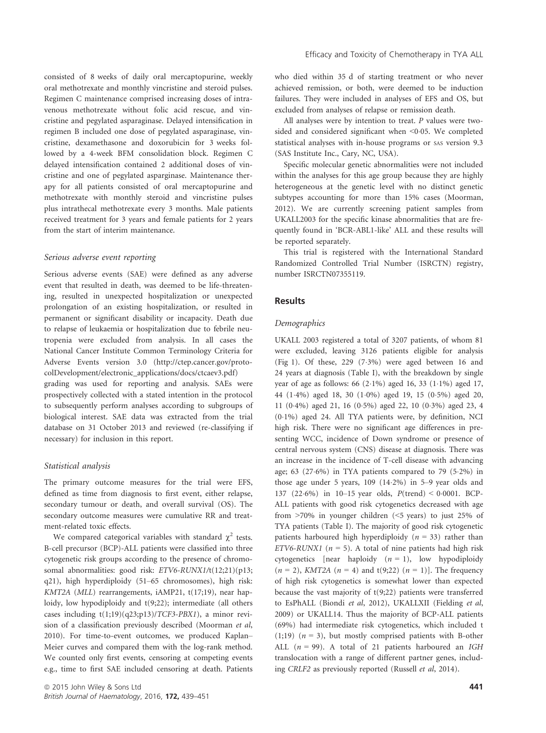consisted of 8 weeks of daily oral mercaptopurine, weekly oral methotrexate and monthly vincristine and steroid pulses. Regimen C maintenance comprised increasing doses of intravenous methotrexate without folic acid rescue, and vincristine and pegylated asparaginase. Delayed intensification in regimen B included one dose of pegylated asparaginase, vincristine, dexamethasone and doxorubicin for 3 weeks followed by a 4-week BFM consolidation block. Regimen C delayed intensification contained 2 additional doses of vincristine and one of pegylated asparginase. Maintenance therapy for all patients consisted of oral mercaptopurine and methotrexate with monthly steroid and vincristine pulses plus intrathecal methotrexate every 3 months. Male patients received treatment for 3 years and female patients for 2 years from the start of interim maintenance.

### *Serious adverse event reporting*

Serious adverse events (SAE) were defined as any adverse event that resulted in death, was deemed to be life-threatening, resulted in unexpected hospitalization or unexpected prolongation of an existing hospitalization, or resulted in permanent or significant disability or incapacity. Death due to relapse of leukaemia or hospitalization due to febrile neutropenia were excluded from analysis. In all cases the National Cancer Institute Common Terminology Criteria for Adverse Events version 3.0 (http://ctep.cancer.gov/protocolDevelopment/electronic_applications/docs/ctcaev3.pdf) grading was used for reporting and analysis. SAEs were prospectively collected with a stated intention in the protocol to subsequently perform analyses according to subgroups of biological interest. SAE data was extracted from the trial database on 31 October 2013 and reviewed (re-classifying if necessary) for inclusion in this report.

### *Statistical analysis*

The primary outcome measures for the trial were EFS, defined as time from diagnosis to first event, either relapse, secondary tumour or death, and overall survival (OS). The secondary outcome measures were cumulative RR and treatment-related toxic effects.

We compared categorical variables with standard $\chi^2$ tests. B-cell precursor (BCP)-ALL patients were classified into three cytogenetic risk groups according to the presence of chromosomal abnormalities: good risk: *ETV6-RUNX1*/t(12;21)(p13; q21), high hyperdiploidy (51–65 chromosomes), high risk: *KMT2A* (*MLL*) rearrangements, iAMP21, t(17;19), near haploidy, low hypodiploidy and t(9;22); intermediate (all others cases including t(1;19)(q23;p13)/*TCF3-PBX1*), a minor revision of a classification previously described (Moorman *et al*, 2010). For time-to-event outcomes, we produced Kaplan–Meier curves and compared them with the log-rank method. We counted only first events, censoring at competing events e.g., time to first SAE included censoring at death. Patients who died within 35 d of starting treatment or who never achieved remission, or both, were deemed to be induction failures. They were included in analyses of EFS and OS, but excluded from analyses of relapse or remission death.

All analyses were by intention to treat. *P* values were two-sided and considered significant when <0·05. We completed statistical analyses with in-house programs or SAS version 9.3 (SAS Institute Inc., Cary, NC, USA).

Specific molecular genetic abnormalities were not included within the analyses for this age group because they are highly heterogeneous at the genetic level with no distinct genetic subtypes accounting for more than 15% cases (Moorman, 2012). We are currently screening patient samples from UKALL2003 for the specific kinase abnormalities that are frequently found in 'BCR-ABL1-like' ALL and these results will be reported separately.

This trial is registered with the International Standard Randomized Controlled Trial Number (ISRCTN) registry, number ISRCTN07355119.

## Results

### *Demographics*

UKALL 2003 registered a total of 3207 patients, of whom 81 were excluded, leaving 3126 patients eligible for analysis (Fig 1). Of these, 229 (7·3%) were aged between 16 and 24 years at diagnosis (Table I), with the breakdown by single year of age as follows: 66 (2·1%) aged 16, 33 (1·1%) aged 17, 44 (1·4%) aged 18, 30 (1·0%) aged 19, 15 (0·5%) aged 20, 11 (0·4%) aged 21, 16 (0·5%) aged 22, 10 (0·3%) aged 23, 4 (0·1%) aged 24. All TYA patients were, by definition, NCI high risk. There were no significant age differences in presenting WCC, incidence of Down syndrome or presence of central nervous system (CNS) disease at diagnosis. There was an increase in the incidence of T-cell disease with advancing age; 63 (27·6%) in TYA patients compared to 79 (5·2%) in those age under 5 years, 109 (14·2%) in 5–9 year olds and 137 (22·6%) in 10–15 year olds, *P*(trend) < 0·0001. BCP-ALL patients with good risk cytogenetics decreased with age from >70% in younger children (<5 years) to just 25% of TYA patients (Table I). The majority of good risk cytogenetic patients harboured high hyperdiploidy ($n$ = 33) rather than *ETV6-RUNX1* ($n$ = 5). A total of nine patients had high risk cytogenetics [near haploidy ($n$ = 1), low hypodiploidy ($n$ = 2), *KMT2A* ($n$ = 4) and t(9;22) ($n$ = 1)]. The frequency of high risk cytogenetics is somewhat lower than expected because the vast majority of t(9;22) patients were transferred to EsPhALL (Biondi *et al*, 2012), UKALLXII (Fielding *et al*, 2009) or UKALL14. Thus the majority of BCP-ALL patients (69%) had intermediate risk cytogenetics, which included t (1;19) ($n$ = 3), but mostly comprised patients with B-other ALL ($n$ = 99). A total of 21 patients harboured an *IGH* translocation with a range of different partner genes, including *CRLF2* as previously reported (Russell *et al*, 2014).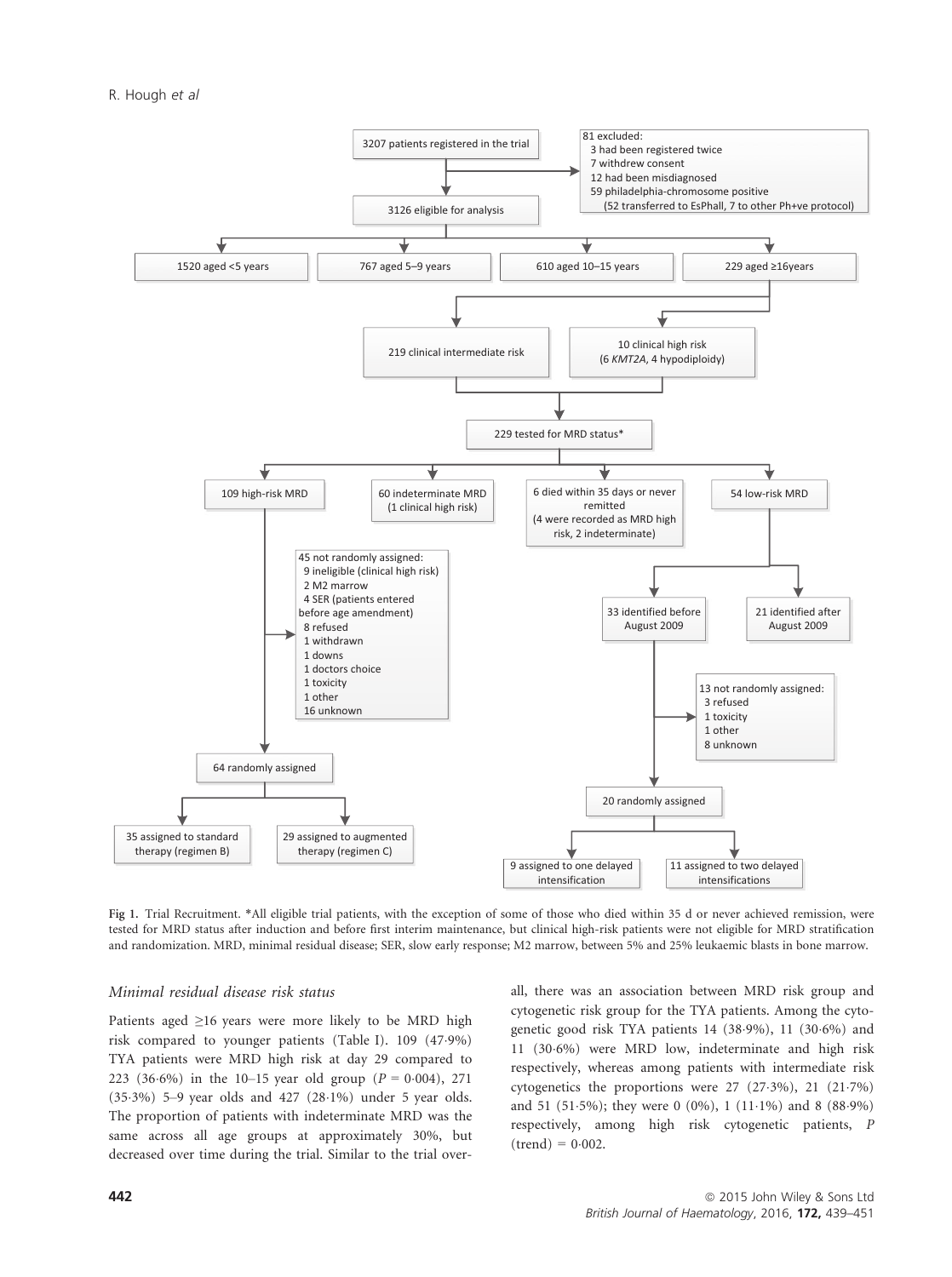Fig 1. Trial Recruitment. *All eligible trial patients, with the exception of some of those who died within 35 d or never achieved remission, were tested for MRD status after induction and before first interim maintenance, but clinical high-risk patients were not eligible for MRD stratification and randomization. MRD, minimal residual disease; SER, slow early response; M2 marrow, between 5% and 25% leukaemic blasts in bone marrow.

### Minimal residual disease risk status

Patients aged ≥16 years were more likely to be MRD high risk compared to younger patients (Table I). 109 (47·9%) TYA patients were MRD high risk at day 29 compared to 223 (36·6%) in the 10–15 year old group ($P = 0{\cdot}004$), 271 (35·3%) 5–9 year olds and 427 (28·1%) under 5 year olds. The proportion of patients with indeterminate MRD was the same across all age groups at approximately 30%, but decreased over time during the trial. Similar to the trial overall, there was an association between MRD risk group and cytogenetic risk group for the TYA patients. Among the cytogenetic good risk TYA patients 14 (38·9%), 11 (30·6%) and 11 (30·6%) were MRD low, indeterminate and high risk respectively, whereas among patients with intermediate risk cytogenetics the proportions were 27 (27·3%), 21 (21·7%) and 51 (51·5%); they were 0 (0%), 1 (11·1%) and 8 (88·9%) respectively, among high risk cytogenetic patients, $P$ (trend) = 0·002.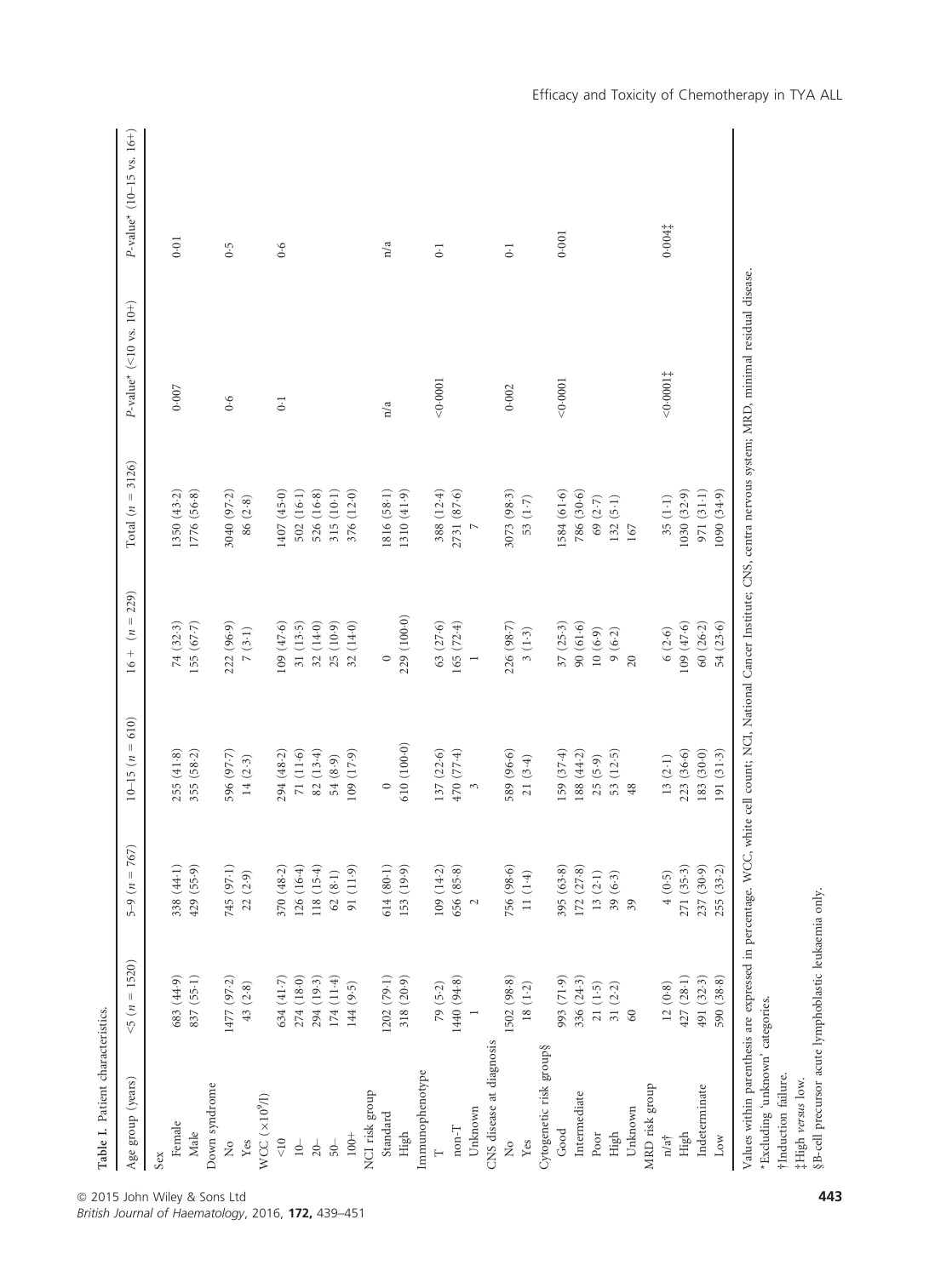**Table I.** Patient characteristics.

| Age group (years) | <5 (*n* = 1520) | 5–9 (*n* = 767) | 10–15 (*n* = 610) | 16 + (*n* = 229) | Total (*n* = 3126) | *P*-value* (<10 vs. 10+) | *P*-value* (10–15 vs. 16+) |
|---|---|---|---|---|---|---|---|
| Sex | | | | | | | |
| Female | 683 (44·9) | 338 (44·1) | 255 (41·8) | 74 (32·3) | 1350 (43·2) | 0·007 | 0·01 |
| Male | 837 (55·1) | 429 (55·9) | 355 (58·2) | 155 (67·7) | 1776 (56·8) | | |
| Down syndrome | | | | | | | |
| No | 1477 (97·2) | 745 (97·1) | 596 (97·7) | 222 (96·9) | 3040 (97·2) | 0·6 | 0·5 |
| Yes | 43 (2·8) | 22 (2·9) | 14 (2·3) | 7 (3·1) | 86 (2·8) | | |
| WCC ($\times 10^9$/l) | | | | | | | |
| <10 | 634 (41·7) | 370 (48·2) | 294 (48·2) | 109 (47·6) | 1407 (45·0) | 0·1 | 0·6 |
| 10– | 274 (18·0) | 126 (16·4) | 71 (11·6) | 31 (13·5) | 502 (16·1) | | |
| 20– | 294 (19·3) | 118 (15·4) | 82 (13·4) | 32 (14·0) | 526 (16·8) | | |
| 50– | 174 (11·4) | 62 (8·1) | 54 (8·9) | 25 (10·9) | 315 (10·1) | | |
| 100+ | 144 (9·5) | 91 (11·9) | 109 (17·9) | 32 (14·0) | 376 (12·0) | | |
| NCI risk group | | | | | | | |
| Standard | 1202 (79·1) | 614 (80·1) | 0 | 0 | 1816 (58·1) | n/a | n/a |
| High | 318 (20·9) | 153 (19·9) | 610 (100·0) | 229 (100·0) | 1310 (41·9) | | |
| Immunophenotype | | | | | | | |
| T | 79 (5·2) | 109 (14·2) | 137 (22·6) | 63 (27·6) | 388 (12·4) | <0·0001 | 0·1 |
| non-T | 1440 (94·8) | 656 (85·8) | 470 (77·4) | 165 (72·4) | 2731 (87·6) | | |
| Unknown | 1 | 2 | 3 | 1 | 7 | | |
| CNS disease at diagnosis | | | | | | | |
| No | 1502 (98·8) | 756 (98·6) | 589 (96·6) | 226 (98·7) | 3073 (98·3) | 0·002 | 0·1 |
| Yes | 18 (1·2) | 11 (1·4) | 21 (3·4) | 3 (1·3) | 53 (1·7) | | |
| Cytogenetic risk group§ | | | | | | | |
| Good | 993 (71·9) | 395 (63·8) | 159 (37·4) | 37 (25·3) | 1584 (61·6) | <0·0001 | 0·001 |
| Intermediate | 336 (24·3) | 172 (27·8) | 188 (44·2) | 90 (61·6) | 786 (30·6) | | |
| Poor | 21 (1·5) | 13 (2·1) | 25 (5·9) | 10 (6·9) | 69 (2·7) | | |
| High | 31 (2·2) | 39 (6·3) | 53 (12·5) | 9 (6·2) | 132 (5·1) | | |
| Unknown | 60 | 39 | 48 | 20 | 167 | | |
| MRD risk group | | | | | | | |
| n/a† | 12 (0·8) | 4 (0·5) | 13 (2·1) | 6 (2·6) | 35 (1·1) | <0·0001‡ | 0·004‡ |
| High | 427 (28·1) | 271 (35·3) | 223 (36·6) | 109 (47·6) | 1030 (32·9) | | |
| Indeterminate | 491 (32·3) | 237 (30·9) | 183 (30·0) | 60 (26·2) | 971 (31·1) | | |
| Low | 590 (38·8) | 255 (33·2) | 191 (31·3) | 54 (23·6) | 1090 (34·9) | | |

Values within parenthesis are expressed in percentage. WCC, white cell count; NCI, National Cancer Institute; CNS, centra nervous system; MRD, minimal residual disease.
*Excluding 'unknown' categories.
†Induction failure.
‡High *versus* low.
§B-cell precursor acute lymphoblastic leukaemia only.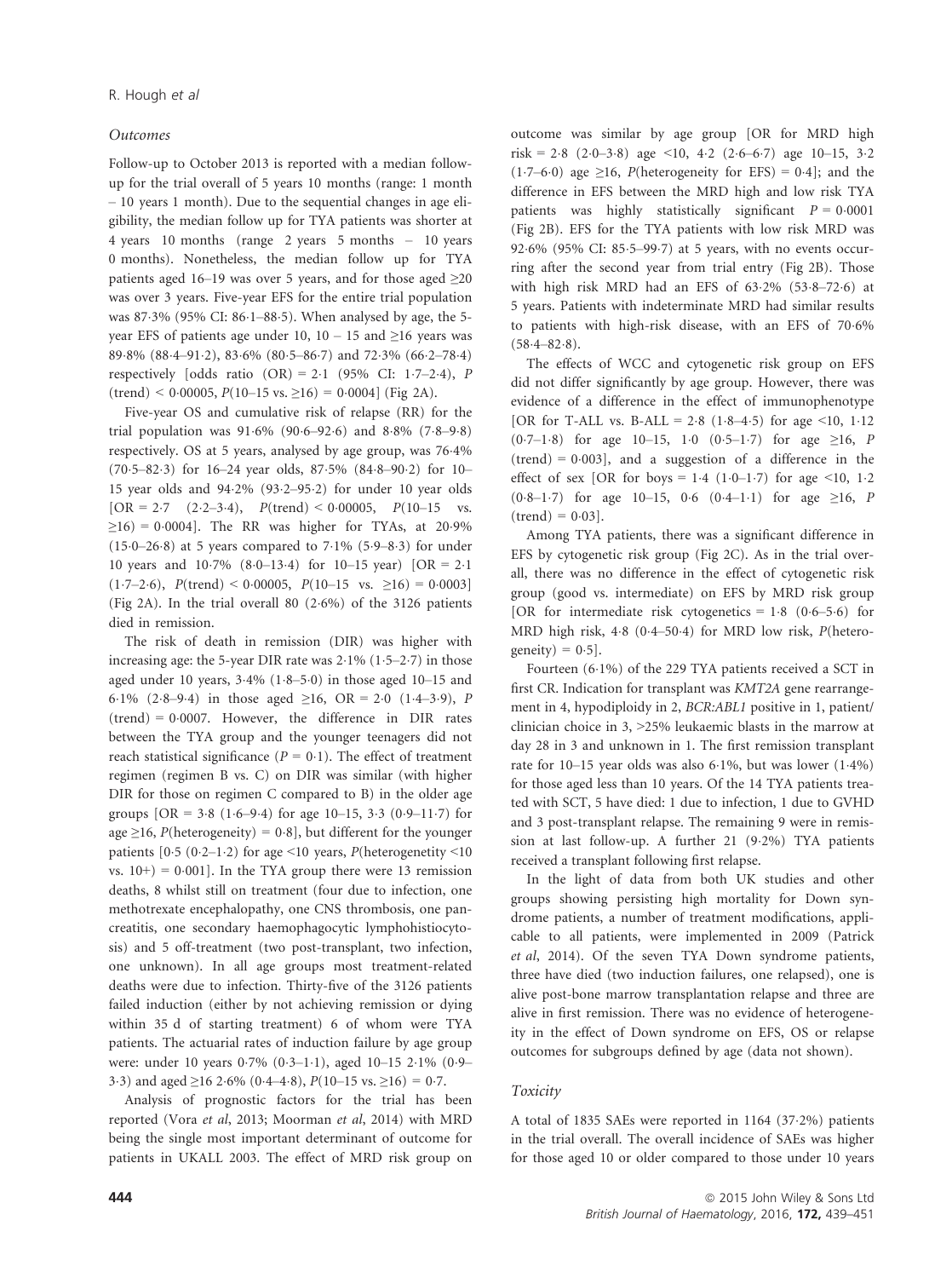### *Outcomes*

Follow-up to October 2013 is reported with a median follow-up for the trial overall of 5 years 10 months (range: 1 month – 10 years 1 month). Due to the sequential changes in age eligibility, the median follow up for TYA patients was shorter at 4 years 10 months (range 2 years 5 months – 10 years 0 months). Nonetheless, the median follow up for TYA patients aged 16–19 was over 5 years, and for those aged ≥20 was over 3 years. Five-year EFS for the entire trial population was 87·3% (95% CI: 86·1–88·5). When analysed by age, the 5-year EFS of patients age under 10, 10 – 15 and ≥16 years was 89·8% (88·4–91·2), 83·6% (80·5–86·7) and 72·3% (66·2–78·4) respectively [odds ratio (OR) = 2·1 (95% CI: 1·7–2·4), P (trend) < 0·00005, P(10–15 vs. ≥16) = 0·0004] (Fig 2A).

Five-year OS and cumulative risk of relapse (RR) for the trial population was 91·6% (90·6–92·6) and 8·8% (7·8–9·8) respectively. OS at 5 years, analysed by age group, was 76·4% (70·5–82·3) for 16–24 year olds, 87·5% (84·8–90·2) for 10–15 year olds and 94·2% (93·2–95·2) for under 10 year olds [OR = 2·7 (2·2–3·4), P(trend) < 0·00005, P(10–15 vs. ≥16) = 0·0004]. The RR was higher for TYAs, at 20·9% (15·0–26·8) at 5 years compared to 7·1% (5·9–8·3) for under 10 years and 10·7% (8·0–13·4) for 10–15 year) [OR = 2·1 (1·7–2·6), P(trend) < 0·00005, P(10–15 vs. ≥16) = 0·0003] (Fig 2A). In the trial overall 80 (2·6%) of the 3126 patients died in remission.

The risk of death in remission (DIR) was higher with increasing age: the 5-year DIR rate was 2·1% (1·5–2·7) in those aged under 10 years, 3·4% (1·8–5·0) in those aged 10–15 and 6·1% (2·8–9·4) in those aged ≥16, OR = 2·0 (1·4–3·9), P (trend) = 0·0007. However, the difference in DIR rates between the TYA group and the younger teenagers did not reach statistical significance (P = 0·1). The effect of treatment regimen (regimen B vs. C) on DIR was similar (with higher DIR for those on regimen C compared to B) in the older age groups [OR = 3·8 (1·6–9·4) for age 10–15, 3·3 (0·9–11·7) for age ≥16, P(heterogeneity) = 0·8], but different for the younger patients [0·5 (0·2–1·2) for age <10 years, P(heterogenetity <10 vs. 10+) = 0·001]. In the TYA group there were 13 remission deaths, 8 whilst still on treatment (four due to infection, one methotrexate encephalopathy, one CNS thrombosis, one pancreatitis, one secondary haemophagocytic lymphohistiocytosis) and 5 off-treatment (two post-transplant, two infection, one unknown). In all age groups most treatment-related deaths were due to infection. Thirty-five of the 3126 patients failed induction (either by not achieving remission or dying within 35 d of starting treatment) 6 of whom were TYA patients. The actuarial rates of induction failure by age group were: under 10 years 0·7% (0·3–1·1), aged 10–15 2·1% (0·9–3·3) and aged ≥16 2·6% (0·4–4·8), P(10–15 vs. ≥16) = 0·7.

Analysis of prognostic factors for the trial has been reported (Vora *et al*, 2013; Moorman *et al*, 2014) with MRD being the single most important determinant of outcome for patients in UKALL 2003. The effect of MRD risk group on outcome was similar by age group [OR for MRD high risk = 2·8 (2·0–3·8) age <10, 4·2 (2·6–6·7) age 10–15, 3·2 (1·7–6·0) age ≥16, P(heterogeneity for EFS) = 0·4]; and the difference in EFS between the MRD high and low risk TYA patients was highly statistically significant P = 0·0001 (Fig 2B). EFS for the TYA patients with low risk MRD was 92·6% (95% CI: 85·5–99·7) at 5 years, with no events occurring after the second year from trial entry (Fig 2B). Those with high risk MRD had an EFS of 63·2% (53·8–72·6) at 5 years. Patients with indeterminate MRD had similar results to patients with high-risk disease, with an EFS of 70·6% (58·4–82·8).

The effects of WCC and cytogenetic risk group on EFS did not differ significantly by age group. However, there was evidence of a difference in the effect of immunophenotype [OR for T-ALL vs. B-ALL = 2·8 (1·8–4·5) for age <10, 1·12 (0·7–1·8) for age 10–15, 1·0 (0·5–1·7) for age ≥16, P (trend) = 0·003], and a suggestion of a difference in the effect of sex [OR for boys = 1·4 (1·0–1·7) for age <10, 1·2 (0·8–1·7) for age 10–15, 0·6 (0·4–1·1) for age ≥16, P (trend) = 0·03].

Among TYA patients, there was a significant difference in EFS by cytogenetic risk group (Fig 2C). As in the trial overall, there was no difference in the effect of cytogenetic risk group (good vs. intermediate) on EFS by MRD risk group [OR for intermediate risk cytogenetics = 1·8 (0·6–5·6) for MRD high risk, 4·8 (0·4–50·4) for MRD low risk, P(heterogeneity) = 0·5].

Fourteen (6·1%) of the 229 TYA patients received a SCT in first CR. Indication for transplant was *KMT2A* gene rearrangement in 4, hypodiploidy in 2, *BCR:ABL1* positive in 1, patient/clinician choice in 3, >25% leukaemic blasts in the marrow at day 28 in 3 and unknown in 1. The first remission transplant rate for 10–15 year olds was also 6·1%, but was lower (1·4%) for those aged less than 10 years. Of the 14 TYA patients treated with SCT, 5 have died: 1 due to infection, 1 due to GVHD and 3 post-transplant relapse. The remaining 9 were in remission at last follow-up. A further 21 (9·2%) TYA patients received a transplant following first relapse.

In the light of data from both UK studies and other groups showing persisting high mortality for Down syndrome patients, a number of treatment modifications, applicable to all patients, were implemented in 2009 (Patrick *et al*, 2014). Of the seven TYA Down syndrome patients, three have died (two induction failures, one relapsed), one is alive post-bone marrow transplantation relapse and three are alive in first remission. There was no evidence of heterogeneity in the effect of Down syndrome on EFS, OS or relapse outcomes for subgroups defined by age (data not shown).

### *Toxicity*

A total of 1835 SAEs were reported in 1164 (37·2%) patients in the trial overall. The overall incidence of SAEs was higher for those aged 10 or older compared to those under 10 years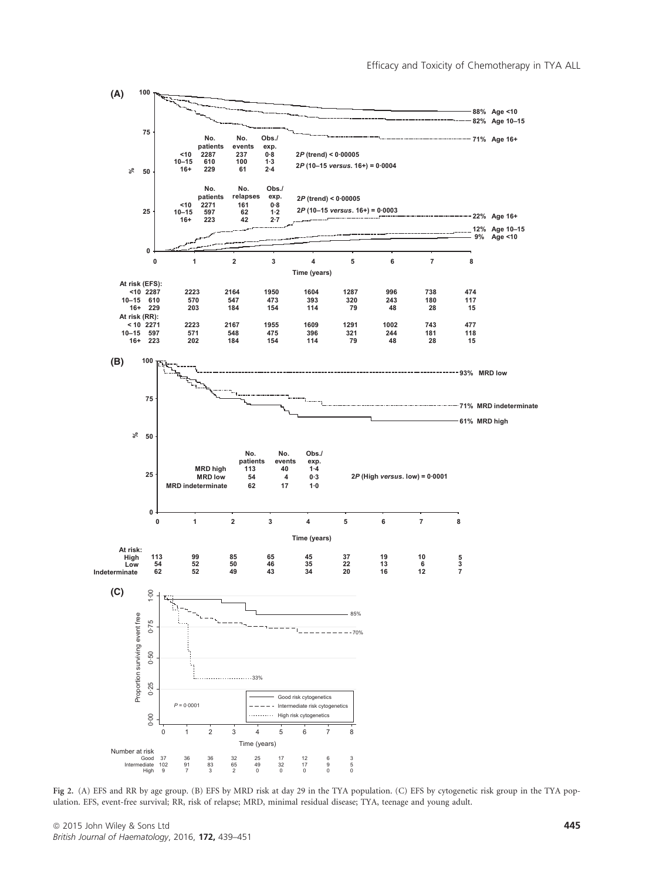Fig 2. (A) EFS and RR by age group. (B) EFS by MRD risk at day 29 in the TYA population. (C) EFS by cytogenetic risk group in the TYA population. EFS, event-free survival; RR, risk of relapse; MRD, minimal residual disease; TYA, teenage and young adult.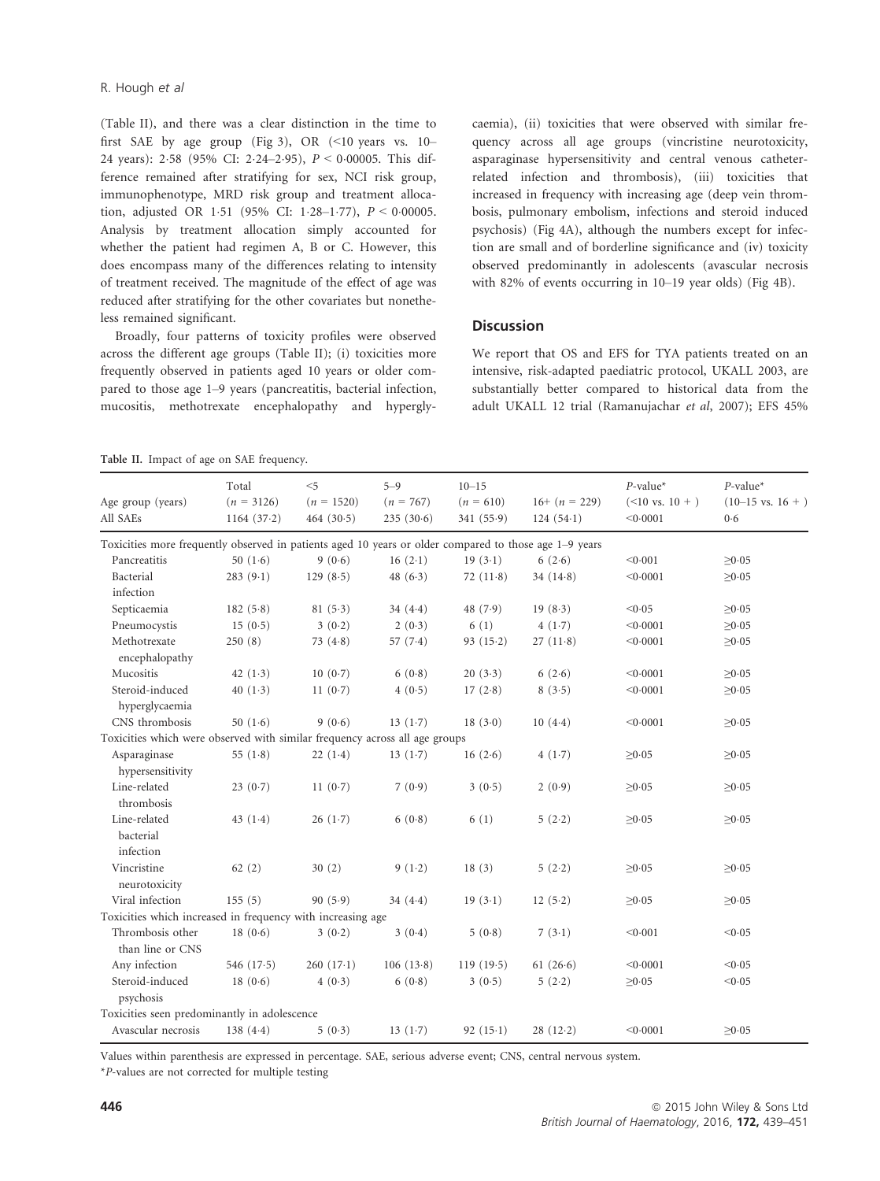(Table II), and there was a clear distinction in the time to first SAE by age group (Fig 3), OR (<10 years vs. 10–24 years): 2·58 (95% CI: 2·24–2·95), $P < 0·00005$. This difference remained after stratifying for sex, NCI risk group, immunophenotype, MRD risk group and treatment allocation, adjusted OR 1·51 (95% CI: 1·28–1·77), $P < 0·00005$. Analysis by treatment allocation simply accounted for whether the patient had regimen A, B or C. However, this does encompass many of the differences relating to intensity of treatment received. The magnitude of the effect of age was reduced after stratifying for the other covariates but nonetheless remained significant.

Broadly, four patterns of toxicity profiles were observed across the different age groups (Table II); (i) toxicities more frequently observed in patients aged 10 years or older compared to those age 1–9 years (pancreatitis, bacterial infection, mucositis, methotrexate encephalopathy and hyperglycaemia), (ii) toxicities that were observed with similar frequency across all age groups (vincristine neurotoxicity, asparaginase hypersensitivity and central venous catheter-related infection and thrombosis), (iii) toxicities that increased in frequency with increasing age (deep vein thrombosis, pulmonary embolism, infections and steroid induced psychosis) (Fig 4A), although the numbers except for infection are small and of borderline significance and (iv) toxicity observed predominantly in adolescents (avascular necrosis with 82% of events occurring in 10–19 year olds) (Fig 4B).

## Discussion

We report that OS and EFS for TYA patients treated on an intensive, risk-adapted paediatric protocol, UKALL 2003, are substantially better compared to historical data from the adult UKALL 12 trial (Ramanujachar *et al*, 2007); EFS 45%

Table II. Impact of age on SAE frequency.

| Age group (years) | Total ($n$ = 3126) | <5 ($n$ = 1520) | 5–9 ($n$ = 767) | 10–15 ($n$ = 610) | 16+ ($n$ = 229) | $P$-value* (<10 vs. 10 + ) | $P$-value* (10–15 vs. 16 + ) |
|---|---|---|---|---|---|---|---|
| All SAEs | 1164 (37·2) | 464 (30·5) | 235 (30·6) | 341 (55·9) | 124 (54·1) | <0·0001 | 0·6 |
| *Toxicities more frequently observed in patients aged 10 years or older compared to those age 1–9 years* | | | | | | | |
| Pancreatitis | 50 (1·6) | 9 (0·6) | 16 (2·1) | 19 (3·1) | 6 (2·6) | <0·001 | ≥0·05 |
| Bacterial infection | 283 (9·1) | 129 (8·5) | 48 (6·3) | 72 (11·8) | 34 (14·8) | <0·0001 | ≥0·05 |
| Septicaemia | 182 (5·8) | 81 (5·3) | 34 (4·4) | 48 (7·9) | 19 (8·3) | <0·05 | ≥0·05 |
| Pneumocystis | 15 (0·5) | 3 (0·2) | 2 (0·3) | 6 (1) | 4 (1·7) | <0·0001 | ≥0·05 |
| Methotrexate encephalopathy | 250 (8) | 73 (4·8) | 57 (7·4) | 93 (15·2) | 27 (11·8) | <0·0001 | ≥0·05 |
| Mucositis | 42 (1·3) | 10 (0·7) | 6 (0·8) | 20 (3·3) | 6 (2·6) | <0·0001 | ≥0·05 |
| Steroid-induced hyperglycaemia | 40 (1·3) | 11 (0·7) | 4 (0·5) | 17 (2·8) | 8 (3·5) | <0·0001 | ≥0·05 |
| CNS thrombosis | 50 (1·6) | 9 (0·6) | 13 (1·7) | 18 (3·0) | 10 (4·4) | <0·0001 | ≥0·05 |
| *Toxicities which were observed with similar frequency across all age groups* | | | | | | | |
| Asparaginase hypersensitivity | 55 (1·8) | 22 (1·4) | 13 (1·7) | 16 (2·6) | 4 (1·7) | ≥0·05 | ≥0·05 |
| Line-related thrombosis | 23 (0·7) | 11 (0·7) | 7 (0·9) | 3 (0·5) | 2 (0·9) | ≥0·05 | ≥0·05 |
| Line-related bacterial infection | 43 (1·4) | 26 (1·7) | 6 (0·8) | 6 (1) | 5 (2·2) | ≥0·05 | ≥0·05 |
| Vincristine neurotoxicity | 62 (2) | 30 (2) | 9 (1·2) | 18 (3) | 5 (2·2) | ≥0·05 | ≥0·05 |
| Viral infection | 155 (5) | 90 (5·9) | 34 (4·4) | 19 (3·1) | 12 (5·2) | ≥0·05 | ≥0·05 |
| *Toxicities which increased in frequency with increasing age* | | | | | | | |
| Thrombosis other than line or CNS | 18 (0·6) | 3 (0·2) | 3 (0·4) | 5 (0·8) | 7 (3·1) | <0·001 | <0·05 |
| Any infection | 546 (17·5) | 260 (17·1) | 106 (13·8) | 119 (19·5) | 61 (26·6) | <0·0001 | <0·05 |
| Steroid-induced psychosis | 18 (0·6) | 4 (0·3) | 6 (0·8) | 3 (0·5) | 5 (2·2) | ≥0·05 | <0·05 |
| *Toxicities seen predominantly in adolescence* | | | | | | | |
| Avascular necrosis | 138 (4·4) | 5 (0·3) | 13 (1·7) | 92 (15·1) | 28 (12·2) | <0·0001 | ≥0·05 |

Values within parenthesis are expressed in percentage. SAE, serious adverse event; CNS, central nervous system.
*$P$-values are not corrected for multiple testing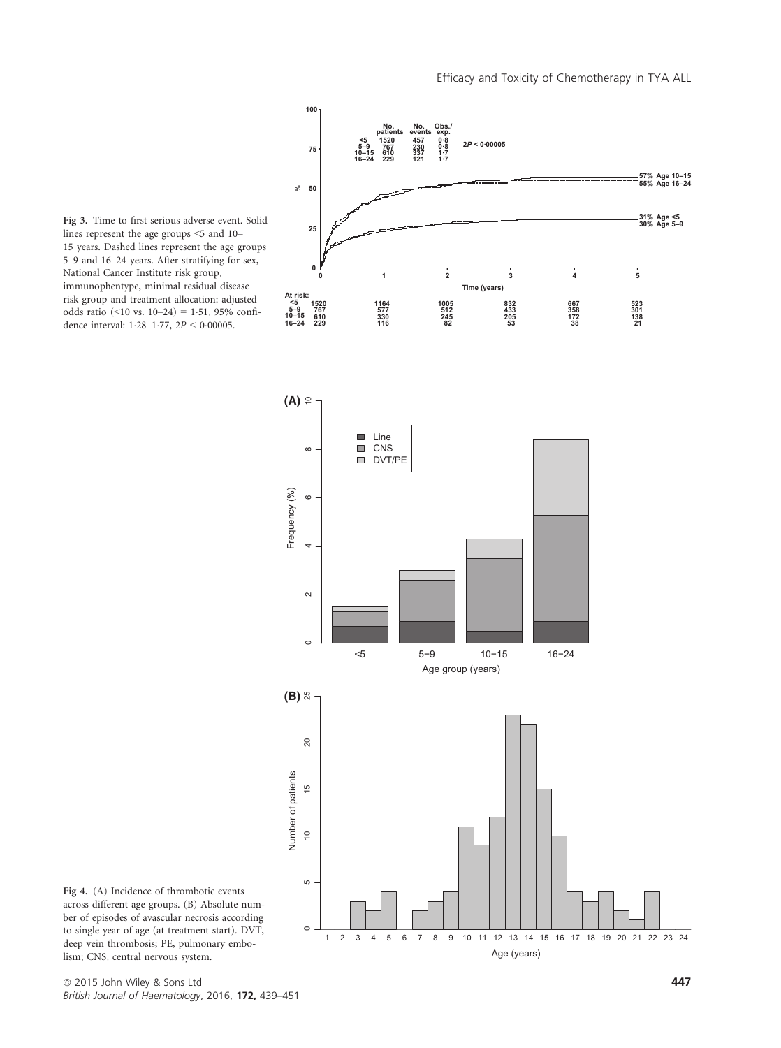Fig 3. Time to first serious adverse event. Solid lines represent the age groups <5 and 10–15 years. Dashed lines represent the age groups 5–9 and 16–24 years. After stratifying for sex, National Cancer Institute risk group, immunophentype, minimal residual disease risk group and treatment allocation: adjusted odds ratio (<10 vs. 10–24) = 1·51, 95% confidence interval: 1·28–1·77, $2P < 0·00005$.

Fig 4. (A) Incidence of thrombotic events across different age groups. (B) Absolute number of episodes of avascular necrosis according to single year of age (at treatment start). DVT, deep vein thrombosis; PE, pulmonary embolism; CNS, central nervous system.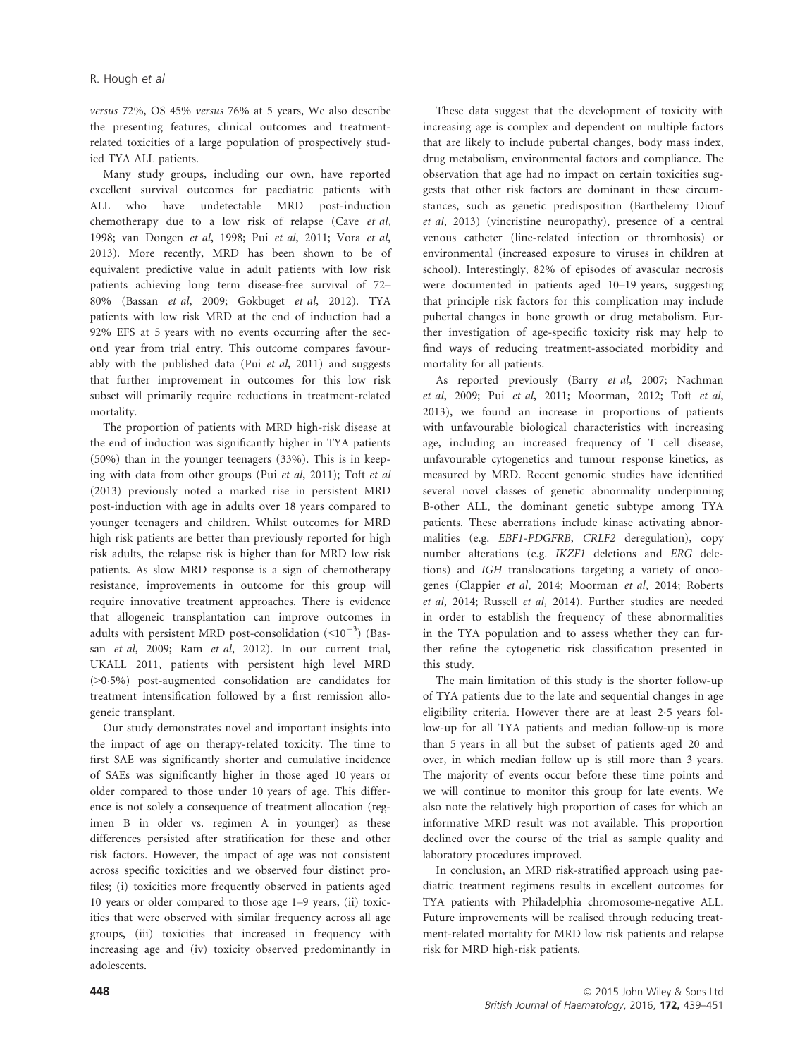*versus* 72%, OS 45% *versus* 76% at 5 years, We also describe the presenting features, clinical outcomes and treatment-related toxicities of a large population of prospectively studied TYA ALL patients.

Many study groups, including our own, have reported excellent survival outcomes for paediatric patients with ALL who have undetectable MRD post-induction chemotherapy due to a low risk of relapse (Cave *et al*, 1998; van Dongen *et al*, 1998; Pui *et al*, 2011; Vora *et al*, 2013). More recently, MRD has been shown to be of equivalent predictive value in adult patients with low risk patients achieving long term disease-free survival of 72–80% (Bassan *et al*, 2009; Gokbuget *et al*, 2012). TYA patients with low risk MRD at the end of induction had a 92% EFS at 5 years with no events occurring after the second year from trial entry. This outcome compares favourably with the published data (Pui *et al*, 2011) and suggests that further improvement in outcomes for this low risk subset will primarily require reductions in treatment-related mortality.

The proportion of patients with MRD high-risk disease at the end of induction was significantly higher in TYA patients (50%) than in the younger teenagers (33%). This is in keeping with data from other groups (Pui *et al*, 2011); Toft *et al* (2013) previously noted a marked rise in persistent MRD post-induction with age in adults over 18 years compared to younger teenagers and children. Whilst outcomes for MRD high risk patients are better than previously reported for high risk adults, the relapse risk is higher than for MRD low risk patients. As slow MRD response is a sign of chemotherapy resistance, improvements in outcome for this group will require innovative treatment approaches. There is evidence that allogeneic transplantation can improve outcomes in adults with persistent MRD post-consolidation ($<10^{-3}$) (Bassan *et al*, 2009; Ram *et al*, 2012). In our current trial, UKALL 2011, patients with persistent high level MRD (>0·5%) post-augmented consolidation are candidates for treatment intensification followed by a first remission allogeneic transplant.

Our study demonstrates novel and important insights into the impact of age on therapy-related toxicity. The time to first SAE was significantly shorter and cumulative incidence of SAEs was significantly higher in those aged 10 years or older compared to those under 10 years of age. This difference is not solely a consequence of treatment allocation (regimen B in older vs. regimen A in younger) as these differences persisted after stratification for these and other risk factors. However, the impact of age was not consistent across specific toxicities and we observed four distinct profiles; (i) toxicities more frequently observed in patients aged 10 years or older compared to those age 1–9 years, (ii) toxicities that were observed with similar frequency across all age groups, (iii) toxicities that increased in frequency with increasing age and (iv) toxicity observed predominantly in adolescents.

These data suggest that the development of toxicity with increasing age is complex and dependent on multiple factors that are likely to include pubertal changes, body mass index, drug metabolism, environmental factors and compliance. The observation that age had no impact on certain toxicities suggests that other risk factors are dominant in these circumstances, such as genetic predisposition (Barthelemy Diouf *et al*, 2013) (vincristine neuropathy), presence of a central venous catheter (line-related infection or thrombosis) or environmental (increased exposure to viruses in children at school). Interestingly, 82% of episodes of avascular necrosis were documented in patients aged 10–19 years, suggesting that principle risk factors for this complication may include pubertal changes in bone growth or drug metabolism. Further investigation of age-specific toxicity risk may help to find ways of reducing treatment-associated morbidity and mortality for all patients.

As reported previously (Barry *et al*, 2007; Nachman *et al*, 2009; Pui *et al*, 2011; Moorman, 2012; Toft *et al*, 2013), we found an increase in proportions of patients with unfavourable biological characteristics with increasing age, including an increased frequency of T cell disease, unfavourable cytogenetics and tumour response kinetics, as measured by MRD. Recent genomic studies have identified several novel classes of genetic abnormality underpinning B-other ALL, the dominant genetic subtype among TYA patients. These aberrations include kinase activating abnormalities (e.g. *EBF1-PDGFRB*, *CRLF2* deregulation), copy number alterations (e.g. *IKZF1* deletions and *ERG* deletions) and *IGH* translocations targeting a variety of oncogenes (Clappier *et al*, 2014; Moorman *et al*, 2014; Roberts *et al*, 2014; Russell *et al*, 2014). Further studies are needed in order to establish the frequency of these abnormalities in the TYA population and to assess whether they can further refine the cytogenetic risk classification presented in this study.

The main limitation of this study is the shorter follow-up of TYA patients due to the late and sequential changes in age eligibility criteria. However there are at least 2·5 years follow-up for all TYA patients and median follow-up is more than 5 years in all but the subset of patients aged 20 and over, in which median follow up is still more than 3 years. The majority of events occur before these time points and we will continue to monitor this group for late events. We also note the relatively high proportion of cases for which an informative MRD result was not available. This proportion declined over the course of the trial as sample quality and laboratory procedures improved.

In conclusion, an MRD risk-stratified approach using paediatric treatment regimens results in excellent outcomes for TYA patients with Philadelphia chromosome-negative ALL. Future improvements will be realised through reducing treatment-related mortality for MRD low risk patients and relapse risk for MRD high-risk patients.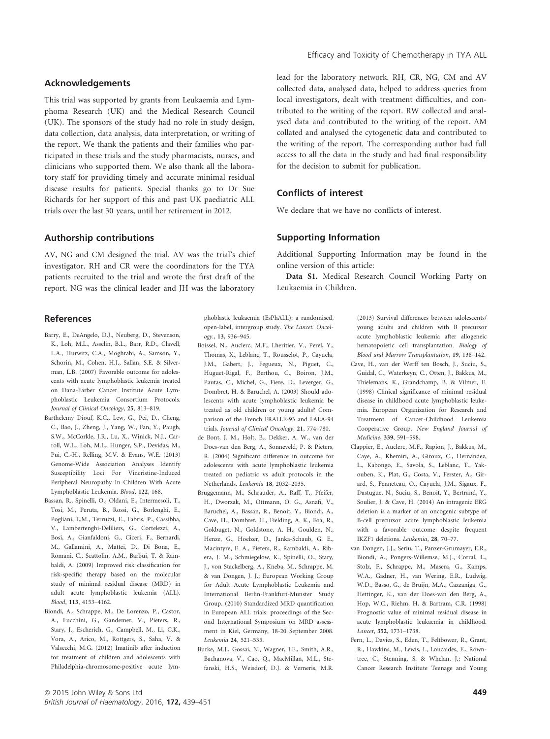## Acknowledgements

This trial was supported by grants from Leukaemia and Lymphoma Research (UK) and the Medical Research Council (UK). The sponsors of the study had no role in study design, data collection, data analysis, data interpretation, or writing of the report. We thank the patients and their families who participated in these trials and the study pharmacists, nurses, and clinicians who supported them. We also thank all the laboratory staff for providing timely and accurate minimal residual disease results for patients. Special thanks go to Dr Sue Richards for her support of this and past UK paediatric ALL trials over the last 30 years, until her retirement in 2012.

## Authorship contributions

AV, NG and CM designed the trial. AV was the trial's chief investigator. RH and CR were the coordinators for the TYA patients recruited to the trial and wrote the first draft of the report. NG was the clinical leader and JH was the laboratory lead for the laboratory network. RH, CR, NG, CM and AV collected data, analysed data, helped to address queries from local investigators, dealt with treatment difficulties, and contributed to the writing of the report. RW collected and analysed data and contributed to the writing of the report. AM collated and analysed the cytogenetic data and contributed to the writing of the report. The corresponding author had full access to all the data in the study and had final responsibility for the decision to submit for publication.

## Conflicts of interest

We declare that we have no conflicts of interest.

## Supporting Information

Additional Supporting Information may be found in the online version of this article:

**Data S1.** Medical Research Council Working Party on Leukaemia in Children.

## References

Barry, E., DeAngelo, D.J., Neuberg, D., Stevenson, K., Loh, M.L., Asselin, B.L., Barr, R.D., Clavell, L.A., Hurwitz, C.A., Moghrabi, A., Samson, Y., Schorin, M., Cohen, H.J., Sallan, S.E. & Silverman, L.B. (2007) Favorable outcome for adolescents with acute lymphoblastic leukemia treated on Dana-Farber Cancer Institute Acute Lymphoblastic Leukemia Consortium Protocols. *Journal of Clinical Oncology*, **25**, 813–819.

Barthelemy Diouf, K.C., Lew, G., Pei, D., Cheng, C., Bao, J., Zheng, J., Yang, W., Fan, Y., Paugh, S.W., McCorkle, J.R., Lu, X., Winick, N.J., Carroll, W.L., Loh, M.L., Hunger, S.P., Devidas, M., Pui, C.-H., Relling, M.V. & Evans, W.E. (2013) Genome-Wide Association Analyses Identify Susceptibility Loci For Vincristine-Induced Peripheral Neuropathy In Children With Acute Lymphoblastic Leukemia. *Blood*, **122**, 168.

Bassan, R., Spinelli, O., Oldani, E., Intermesoli, T., Tosi, M., Peruta, B., Rossi, G., Borlenghi, E., Pogliani, E.M., Terruzzi, E., Fabris, P., Cassibba, V., Lambertenghi-Deliliers, G., Cortelezzi, A., Bosi, A., Gianfaldoni, G., Ciceri, F., Bernardi, M., Gallamini, A., Mattei, D., Di Bona, E., Romani, C., Scattolin, A.M., Barbui, T. & Rambaldi, A. (2009) Improved risk classification for risk-specific therapy based on the molecular study of minimal residual disease (MRD) in adult acute lymphoblastic leukemia (ALL). *Blood*, **113**, 4153–4162.

Biondi, A., Schrappe, M., De Lorenzo, P., Castor, A., Lucchini, G., Gandemer, V., Pieters, R., Stary, J., Escherich, G., Campbell, M., Li, C.K., Vora, A., Arico, M., Rottgers, S., Saha, V. & Valsecchi, M.G. (2012) Imatinib after induction for treatment of children and adolescents with Philadelphia-chromosome-positive acute lymphoblastic leukaemia (EsPhALL): a randomised, open-label, intergroup study. *The Lancet. Oncology.*, **13**, 936–945.

Boissel, N., Auclerc, M.F., Lheritier, V., Perel, Y., Thomas, X., Leblanc, T., Rousselot, P., Cayuela, J.M., Gabert, J., Fegueux, N., Piguet, C., Huguet-Rigal, F., Berthou, C., Boiron, J.M., Pautas, C., Michel, G., Fiere, D., Leverger, G., Dombret, H. & Baruchel, A. (2003) Should adolescents with acute lymphoblastic leukemia be treated as old children or young adults? Comparison of the French FRALLE-93 and LALA-94 trials. *Journal of Clinical Oncology*, **21**, 774–780.

de Bont, J. M., Holt, B., Dekker, A. W., van der Does-van den Berg, A., Sonneveld, P. & Pieters, R. (2004) Significant difference in outcome for adolescents with acute lymphoblastic leukemia treated on pediatric vs adult protocols in the Netherlands. *Leukemia* **18**, 2032–2035.

Bruggemann, M., Schrauder, A., Raff, T., Pfeifer, H., Dworzak, M., Ottmann, O. G., Asnafi, V., Baruchel, A., Bassan, R., Benoit, Y., Biondi, A., Cave, H., Dombret, H., Fielding, A. K., Foa, R., Gokbuget, N., Goldstone, A. H., Goulden, N., Henze, G., Hoelzer, D., Janka-Schaub, G. E., Macintyre, E. A., Pieters, R., Rambaldi, A., Ribera, J. M., Schmiegelow, K., Spinelli, O., Stary, J., von Stackelberg, A., Kneba, M., Schrappe, M. & van Dongen, J. J.; European Working Group for Adult Acute Lymphoblastic Leukemia and International Berlin-Frankfurt-Munster Study Group. (2010) Standardized MRD quantification in European ALL trials: proceedings of the Second International Symposium on MRD assessment in Kiel, Germany, 18-20 September 2008. *Leukemia* **24**, 521–535.

Burke, M.J., Gossai, N., Wagner, J.E., Smith, A.R., Bachanova, V., Cao, Q., MacMillan, M.L., Stefanski, H.S., Weisdorf, D.J. & Verneris, M.R. (2013) Survival differences between adolescents/young adults and children with B precursor acute lymphoblastic leukemia after allogeneic hematopoietic cell transplantation. *Biology of Blood and Marrow Transplantation*, **19**, 138–142.

Cave, H., van der Werff ten Bosch, J., Suciu, S., Guidal, C., Waterkeyn, C., Otten, J., Bakkus, M., Thielemans, K., Grandchamp, B. & Vilmer, E. (1998) Clinical significance of minimal residual disease in childhood acute lymphoblastic leukemia. European Organization for Research and Treatment of Cancer-Childhood Leukemia Cooperative Group. *New England Journal of Medicine*, **339**, 591–598.

Clappier, E., Auclerc, M.F., Rapion, J., Bakkus, M., Caye, A., Khemiri, A., Giroux, C., Hernandez, L., Kabongo, E., Savola, S., Leblanc, T., Yakouben, K., Plat, G., Costa, V., Ferster, A., Girard, S., Fenneteau, O., Cayuela, J.M., Sigaux, F., Dastugue, N., Suciu, S., Benoit, Y., Bertrand, Y., Soulier, J. & Cave, H. (2014) An intragenic ERG deletion is a marker of an oncogenic subtype of B-cell precursor acute lymphoblastic leukemia with a favorable outcome despite frequent IKZF1 deletions. *Leukemia*, **28**, 70–77.

van Dongen, J.J., Seriu, T., Panzer-Grumayer, E.R., Biondi, A., Pongers-Willemse, M.J., Corral, L., Stolz, F., Schrappe, M., Masera, G., Kamps, W.A., Gadner, H., van Wering, E.R., Ludwig, W.D., Basso, G., de Bruijn, M.A., Cazzaniga, G., Hettinger, K., van der Does-van den Berg, A., Hop, W.C., Riehm, H. & Bartram, C.R. (1998) Prognostic value of minimal residual disease in acute lymphoblastic leukaemia in childhood. *Lancet*, **352**, 1731–1738.

Fern, L., Davies, S., Eden, T., Feltbower, R., Grant, R., Hawkins, M., Lewis, I., Loucaides, E., Rowntree, C., Stenning, S. & Whelan, J.; National Cancer Research Institute Teenage and Young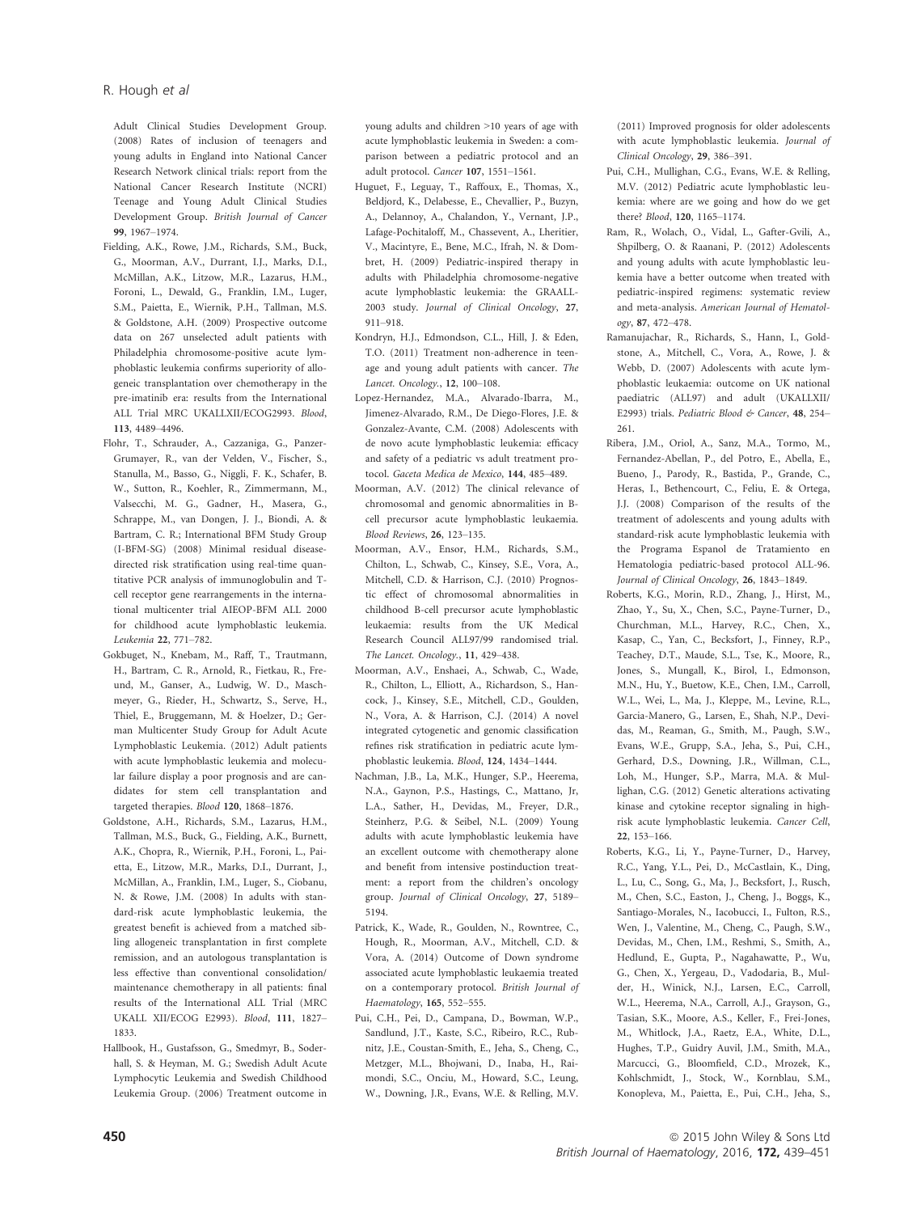Adult Clinical Studies Development Group. (2008) Rates of inclusion of teenagers and young adults in England into National Cancer Research Network clinical trials: report from the National Cancer Research Institute (NCRI) Teenage and Young Adult Clinical Studies Development Group. *British Journal of Cancer* **99**, 1967–1974.

Fielding, A.K., Rowe, J.M., Richards, S.M., Buck, G., Moorman, A.V., Durrant, I.J., Marks, D.I., McMillan, A.K., Litzow, M.R., Lazarus, H.M., Foroni, L., Dewald, G., Franklin, I.M., Luger, S.M., Paietta, E., Wiernik, P.H., Tallman, M.S. & Goldstone, A.H. (2009) Prospective outcome data on 267 unselected adult patients with Philadelphia chromosome-positive acute lymphoblastic leukemia confirms superiority of allogeneic transplantation over chemotherapy in the pre-imatinib era: results from the International ALL Trial MRC UKALLXII/ECOG2993. *Blood*, **113**, 4489–4496.

Flohr, T., Schrauder, A., Cazzaniga, G., Panzer-Grumayer, R., van der Velden, V., Fischer, S., Stanulla, M., Basso, G., Niggli, F. K., Schafer, B. W., Sutton, R., Koehler, R., Zimmermann, M., Valsecchi, M. G., Gadner, H., Masera, G., Schrappe, M., van Dongen, J. J., Biondi, A. & Bartram, C. R.; International BFM Study Group (I-BFM-SG) (2008) Minimal residual disease-directed risk stratification using real-time quantitative PCR analysis of immunoglobulin and T-cell receptor gene rearrangements in the international multicenter trial AIEOP-BFM ALL 2000 for childhood acute lymphoblastic leukemia. *Leukemia* **22**, 771–782.

Gokbuget, N., Knebam, M., Raff, T., Trautmann, H., Bartram, C. R., Arnold, R., Fietkau, R., Freund, M., Ganser, A., Ludwig, W. D., Maschmeyer, G., Rieder, H., Schwartz, S., Serve, H., Thiel, E., Bruggemann, M. & Hoelzer, D.; German Multicenter Study Group for Adult Acute Lymphoblastic Leukemia. (2012) Adult patients with acute lymphoblastic leukemia and molecular failure display a poor prognosis and are candidates for stem cell transplantation and targeted therapies. *Blood* **120**, 1868–1876.

Goldstone, A.H., Richards, S.M., Lazarus, H.M., Tallman, M.S., Buck, G., Fielding, A.K., Burnett, A.K., Chopra, R., Wiernik, P.H., Foroni, L., Paietta, E., Litzow, M.R., Marks, D.I., Durrant, J., McMillan, A., Franklin, I.M., Luger, S., Ciobanu, N. & Rowe, J.M. (2008) In adults with standard-risk acute lymphoblastic leukemia, the greatest benefit is achieved from a matched sibling allogeneic transplantation in first complete remission, and an autologous transplantation is less effective than conventional consolidation/maintenance chemotherapy in all patients: final results of the International ALL Trial (MRC UKALL XII/ECOG E2993). *Blood*, **111**, 1827–1833.

Hallbook, H., Gustafsson, G., Smedmyr, B., Soderhall, S. & Heyman, M. G.; Swedish Adult Acute Lymphocytic Leukemia and Swedish Childhood Leukemia Group. (2006) Treatment outcome in young adults and children >10 years of age with acute lymphoblastic leukemia in Sweden: a comparison between a pediatric protocol and an adult protocol. *Cancer* **107**, 1551–1561.

Huguet, F., Leguay, T., Raffoux, E., Thomas, X., Beldjord, K., Delabesse, E., Chevallier, P., Buzyn, A., Delannoy, A., Chalandon, Y., Vernant, J.P., Lafage-Pochitaloff, M., Chassevent, A., Lheritier, V., Macintyre, E., Bene, M.C., Ifrah, N. & Dombret, H. (2009) Pediatric-inspired therapy in adults with Philadelphia chromosome-negative acute lymphoblastic leukemia: the GRAALL-2003 study. *Journal of Clinical Oncology*, **27**, 911–918.

Kondryn, H.J., Edmondson, C.L., Hill, J. & Eden, T.O. (2011) Treatment non-adherence in teenage and young adult patients with cancer. *The Lancet. Oncology.*, **12**, 100–108.

Lopez-Hernandez, M.A., Alvarado-Ibarra, M., Jimenez-Alvarado, R.M., De Diego-Flores, J.E. & Gonzalez-Avante, C.M. (2008) Adolescents with de novo acute lymphoblastic leukemia: efficacy and safety of a pediatric vs adult treatment protocol. *Gaceta Medica de Mexico*, **144**, 485–489.

Moorman, A.V. (2012) The clinical relevance of chromosomal and genomic abnormalities in B-cell precursor acute lymphoblastic leukaemia. *Blood Reviews*, **26**, 123–135.

Moorman, A.V., Ensor, H.M., Richards, S.M., Chilton, L., Schwab, C., Kinsey, S.E., Vora, A., Mitchell, C.D. & Harrison, C.J. (2010) Prognostic effect of chromosomal abnormalities in childhood B-cell precursor acute lymphoblastic leukaemia: results from the UK Medical Research Council ALL97/99 randomised trial. *The Lancet. Oncology.*, **11**, 429–438.

Moorman, A.V., Enshaei, A., Schwab, C., Wade, R., Chilton, L., Elliott, A., Richardson, S., Hancock, J., Kinsey, S.E., Mitchell, C.D., Goulden, N., Vora, A. & Harrison, C.J. (2014) A novel integrated cytogenetic and genomic classification refines risk stratification in pediatric acute lymphoblastic leukemia. *Blood*, **124**, 1434–1444.

Nachman, J.B., La, M.K., Hunger, S.P., Heerema, N.A., Gaynon, P.S., Hastings, C., Mattano, Jr, L.A., Sather, H., Devidas, M., Freyer, D.R., Steinherz, P.G. & Seibel, N.L. (2009) Young adults with acute lymphoblastic leukemia have an excellent outcome with chemotherapy alone and benefit from intensive postinduction treatment: a report from the children's oncology group. *Journal of Clinical Oncology*, **27**, 5189–5194.

Patrick, K., Wade, R., Goulden, N., Rowntree, C., Hough, R., Moorman, A.V., Mitchell, C.D. & Vora, A. (2014) Outcome of Down syndrome associated acute lymphoblastic leukaemia treated on a contemporary protocol. *British Journal of Haematology*, **165**, 552–555.

Pui, C.H., Pei, D., Campana, D., Bowman, W.P., Sandlund, J.T., Kaste, S.C., Ribeiro, R.C., Rubnitz, J.E., Coustan-Smith, E., Jeha, S., Cheng, C., Metzger, M.L., Bhojwani, D., Inaba, H., Raimondi, S.C., Onciu, M., Howard, S.C., Leung, W., Downing, J.R., Evans, W.E. & Relling, M.V. (2011) Improved prognosis for older adolescents with acute lymphoblastic leukemia. *Journal of Clinical Oncology*, **29**, 386–391.

Pui, C.H., Mullighan, C.G., Evans, W.E. & Relling, M.V. (2012) Pediatric acute lymphoblastic leukemia: where are we going and how do we get there? *Blood*, **120**, 1165–1174.

Ram, R., Wolach, O., Vidal, L., Gafter-Gvili, A., Shpilberg, O. & Raanani, P. (2012) Adolescents and young adults with acute lymphoblastic leukemia have a better outcome when treated with pediatric-inspired regimens: systematic review and meta-analysis. *American Journal of Hematology*, **87**, 472–478.

Ramanujachar, R., Richards, S., Hann, I., Goldstone, A., Mitchell, C., Vora, A., Rowe, J. & Webb, D. (2007) Adolescents with acute lymphoblastic leukaemia: outcome on UK national paediatric (ALL97) and adult (UKALLXII/E2993) trials. *Pediatric Blood & Cancer*, **48**, 254–261.

Ribera, J.M., Oriol, A., Sanz, M.A., Tormo, M., Fernandez-Abellan, P., del Potro, E., Abella, E., Bueno, J., Parody, R., Bastida, P., Grande, C., Heras, I., Bethencourt, C., Feliu, E. & Ortega, J.J. (2008) Comparison of the results of the treatment of adolescents and young adults with standard-risk acute lymphoblastic leukemia with the Programa Espanol de Tratamiento en Hematologia pediatric-based protocol ALL-96. *Journal of Clinical Oncology*, **26**, 1843–1849.

Roberts, K.G., Morin, R.D., Zhang, J., Hirst, M., Zhao, Y., Su, X., Chen, S.C., Payne-Turner, D., Churchman, M.L., Harvey, R.C., Chen, X., Kasap, C., Yan, C., Becksfort, J., Finney, R.P., Teachey, D.T., Maude, S.L., Tse, K., Moore, R., Jones, S., Mungall, K., Birol, I., Edmonson, M.N., Hu, Y., Buetow, K.E., Chen, I.M., Carroll, W.L., Wei, L., Ma, J., Kleppe, M., Levine, R.L., Garcia-Manero, G., Larsen, E., Shah, N.P., Devidas, M., Reaman, G., Smith, M., Paugh, S.W., Evans, W.E., Grupp, S.A., Jeha, S., Pui, C.H., Gerhard, D.S., Downing, J.R., Willman, C.L., Loh, M., Hunger, S.P., Marra, M.A. & Mullighan, C.G. (2012) Genetic alterations activating kinase and cytokine receptor signaling in high-risk acute lymphoblastic leukemia. *Cancer Cell*, **22**, 153–166.

Roberts, K.G., Li, Y., Payne-Turner, D., Harvey, R.C., Yang, Y.L., Pei, D., McCastlain, K., Ding, L., Lu, C., Song, G., Ma, J., Becksfort, J., Rusch, M., Chen, S.C., Easton, J., Cheng, J., Boggs, K., Santiago-Morales, N., Iacobucci, I., Fulton, R.S., Wen, J., Valentine, M., Cheng, C., Paugh, S.W., Devidas, M., Chen, I.M., Reshmi, S., Smith, A., Hedlund, E., Gupta, P., Nagahawatte, P., Wu, G., Chen, X., Yergeau, D., Vadodaria, B., Mulder, H., Winick, N.J., Larsen, E.C., Carroll, W.L., Heerema, N.A., Carroll, A.J., Grayson, G., Tasian, S.K., Moore, A.S., Keller, F., Frei-Jones, M., Whitlock, J.A., Raetz, E.A., White, D.L., Hughes, T.P., Guidry Auvil, J.M., Smith, M.A., Marcucci, G., Bloomfield, C.D., Mrozek, K., Kohlschmidt, J., Stock, W., Kornblau, S.M., Konopleva, M., Paietta, E., Pui, C.H., Jeha, S.,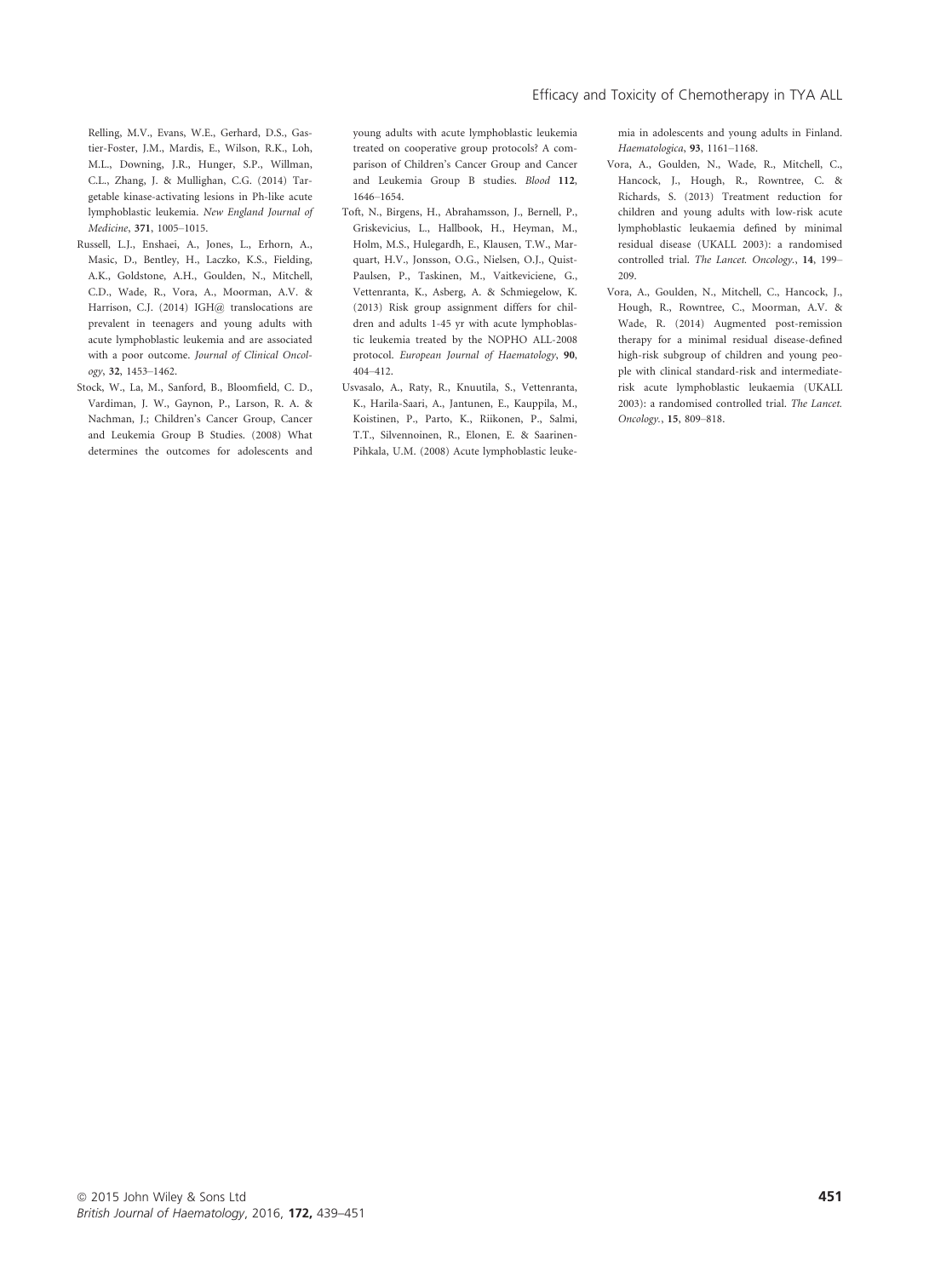Relling, M.V., Evans, W.E., Gerhard, D.S., Gastier-Foster, J.M., Mardis, E., Wilson, R.K., Loh, M.L., Downing, J.R., Hunger, S.P., Willman, C.L., Zhang, J. & Mullighan, C.G. (2014) Targetable kinase-activating lesions in Ph-like acute lymphoblastic leukemia. *New England Journal of Medicine*, **371**, 1005–1015.

Russell, L.J., Enshaei, A., Jones, L., Erhorn, A., Masic, D., Bentley, H., Laczko, K.S., Fielding, A.K., Goldstone, A.H., Goulden, N., Mitchell, C.D., Wade, R., Vora, A., Moorman, A.V. & Harrison, C.J. (2014) IGH@ translocations are prevalent in teenagers and young adults with acute lymphoblastic leukemia and are associated with a poor outcome. *Journal of Clinical Oncology*, **32**, 1453–1462.

Stock, W., La, M., Sanford, B., Bloomfield, C. D., Vardiman, J. W., Gaynon, P., Larson, R. A. & Nachman, J.; Children's Cancer Group, Cancer and Leukemia Group B Studies. (2008) What determines the outcomes for adolescents and young adults with acute lymphoblastic leukemia treated on cooperative group protocols? A comparison of Children's Cancer Group and Cancer and Leukemia Group B studies. *Blood* **112**, 1646–1654.

Toft, N., Birgens, H., Abrahamsson, J., Bernell, P., Griskevicius, L., Hallbook, H., Heyman, M., Holm, M.S., Hulegardh, E., Klausen, T.W., Marquart, H.V., Jonsson, O.G., Nielsen, O.J., Quist-Paulsen, P., Taskinen, M., Vaitkeviciene, G., Vettenranta, K., Asberg, A. & Schmiegelow, K. (2013) Risk group assignment differs for children and adults 1-45 yr with acute lymphoblastic leukemia treated by the NOPHO ALL-2008 protocol. *European Journal of Haematology*, **90**, 404–412.

Usvasalo, A., Raty, R., Knuutila, S., Vettenranta, K., Harila-Saari, A., Jantunen, E., Kauppila, M., Koistinen, P., Parto, K., Riikonen, P., Salmi, T.T., Silvennoinen, R., Elonen, E. & Saarinen-Pihkala, U.M. (2008) Acute lymphoblastic leukemia in adolescents and young adults in Finland. *Haematologica*, **93**, 1161–1168.

Vora, A., Goulden, N., Wade, R., Mitchell, C., Hancock, J., Hough, R., Rowntree, C. & Richards, S. (2013) Treatment reduction for children and young adults with low-risk acute lymphoblastic leukaemia defined by minimal residual disease (UKALL 2003): a randomised controlled trial. *The Lancet. Oncology.*, **14**, 199–209.

Vora, A., Goulden, N., Mitchell, C., Hancock, J., Hough, R., Rowntree, C., Moorman, A.V. & Wade, R. (2014) Augmented post-remission therapy for a minimal residual disease-defined high-risk subgroup of children and young people with clinical standard-risk and intermediate-risk acute lymphoblastic leukaemia (UKALL 2003): a randomised controlled trial. *The Lancet. Oncology.*, **15**, 809–818.